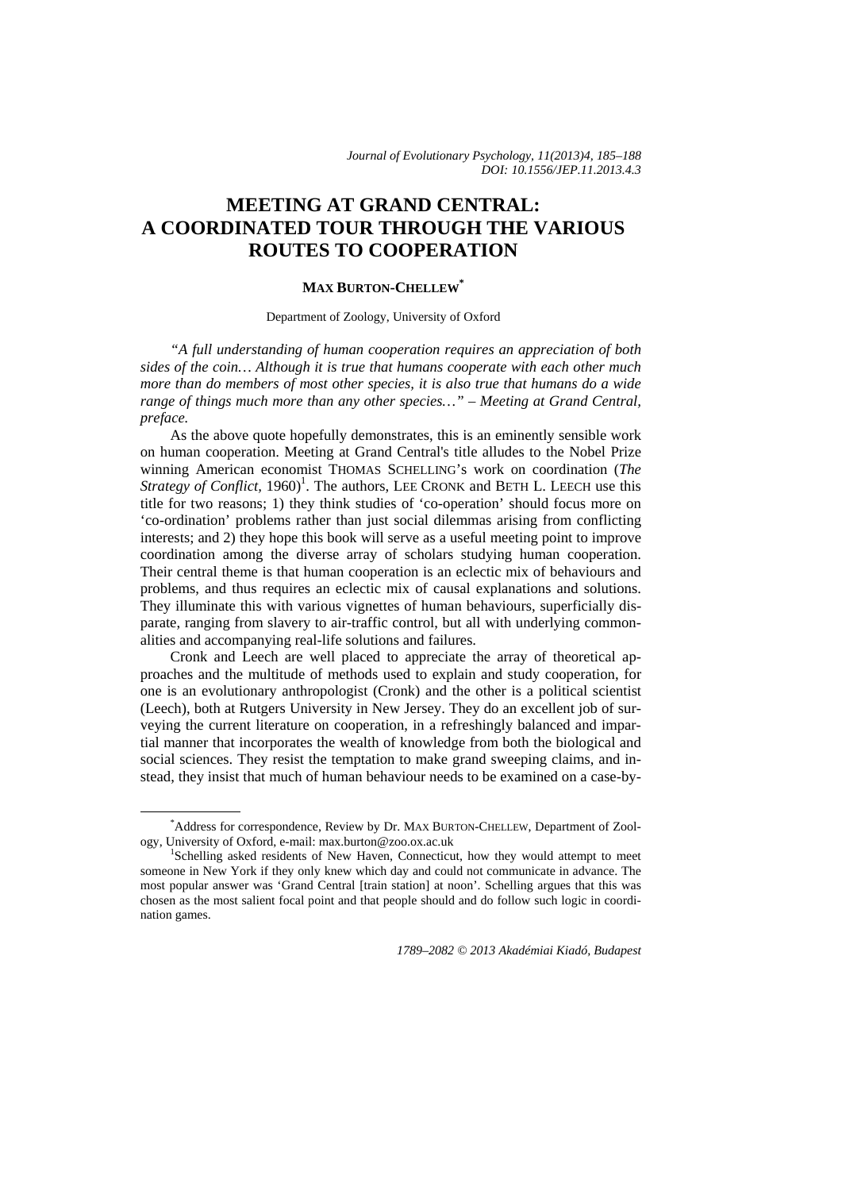# MEETING AT GRAND CENTRAL: A COORDINATED TOUR THROUGH THE VARIOUS ROUTES TO COOPERATION

**MAX BURTON-CHELLEW***

Department of Zoology, University of Oxford

*"A full understanding of human cooperation requires an appreciation of both sides of the coin… Although it is true that humans cooperate with each other much more than do members of most other species, it is also true that humans do a wide range of things much more than any other species…" – Meeting at Grand Central, preface.*

As the above quote hopefully demonstrates, this is an eminently sensible work on human cooperation. Meeting at Grand Central's title alludes to the Nobel Prize winning American economist THOMAS SCHELLING's work on coordination (*The Strategy of Conflict*, 1960)[1]. The authors, LEE CRONK and BETH L. LEECH use this title for two reasons; 1) they think studies of 'co-operation' should focus more on 'co-ordination' problems rather than just social dilemmas arising from conflicting interests; and 2) they hope this book will serve as a useful meeting point to improve coordination among the diverse array of scholars studying human cooperation. Their central theme is that human cooperation is an eclectic mix of behaviours and problems, and thus requires an eclectic mix of causal explanations and solutions. They illuminate this with various vignettes of human behaviours, superficially disparate, ranging from slavery to air-traffic control, but all with underlying commonalities and accompanying real-life solutions and failures.

Cronk and Leech are well placed to appreciate the array of theoretical approaches and the multitude of methods used to explain and study cooperation, for one is an evolutionary anthropologist (Cronk) and the other is a political scientist (Leech), both at Rutgers University in New Jersey. They do an excellent job of surveying the current literature on cooperation, in a refreshingly balanced and impartial manner that incorporates the wealth of knowledge from both the biological and social sciences. They resist the temptation to make grand sweeping claims, and instead, they insist that much of human behaviour needs to be examined on a case-by-

---

*Address for correspondence, Review by Dr. MAX BURTON-CHELLEW, Department of Zoology, University of Oxford, e-mail: max.burton@zoo.ox.ac.uk

[1] Schelling asked residents of New Haven, Connecticut, how they would attempt to meet someone in New York if they only knew which day and could not communicate in advance. The most popular answer was 'Grand Central [train station] at noon'. Schelling argues that this was chosen as the most salient focal point and that people should and do follow such logic in coordination games.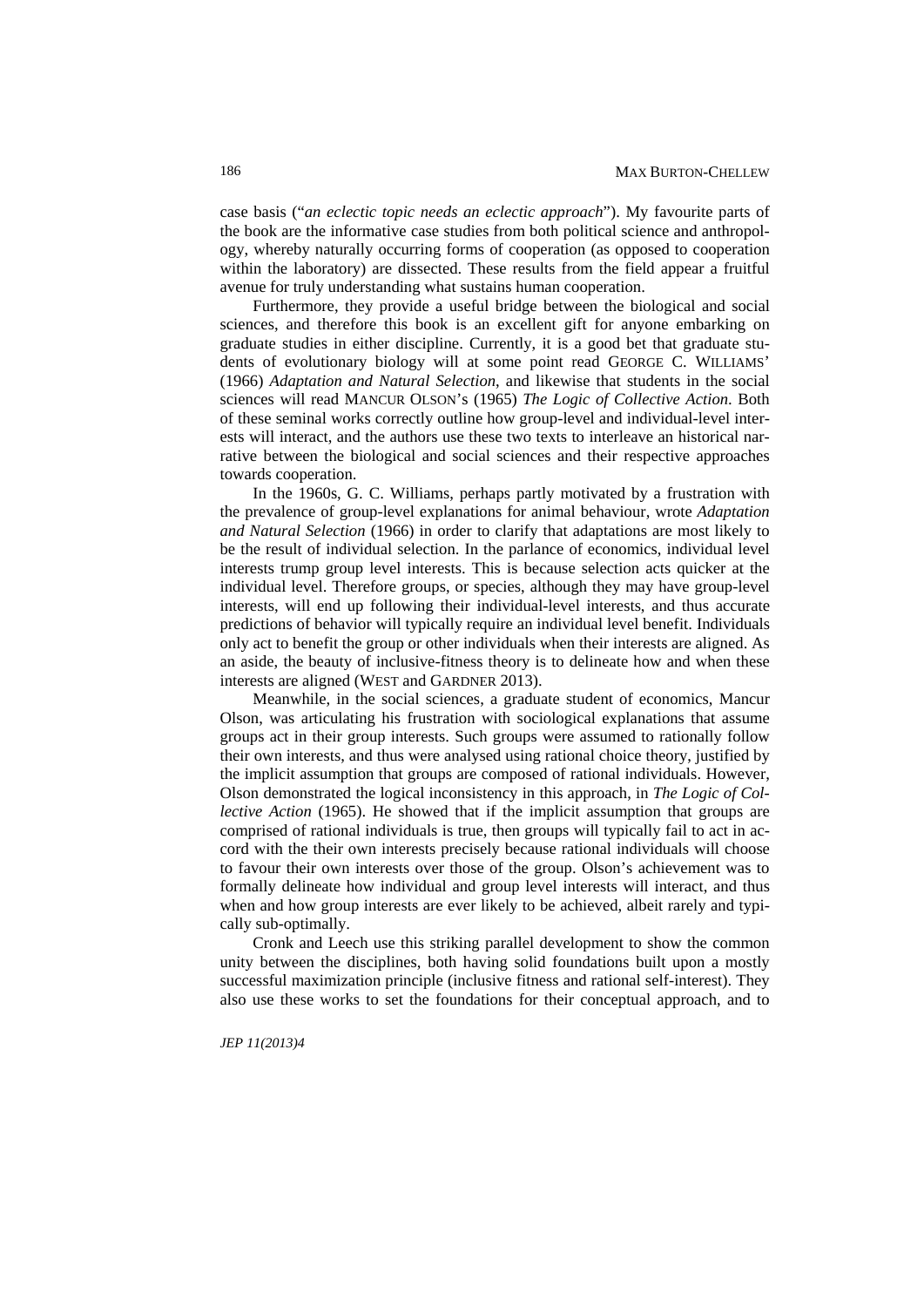case basis ("*an eclectic topic needs an eclectic approach*"). My favourite parts of the book are the informative case studies from both political science and anthropology, whereby naturally occurring forms of cooperation (as opposed to cooperation within the laboratory) are dissected. These results from the field appear a fruitful avenue for truly understanding what sustains human cooperation.

Furthermore, they provide a useful bridge between the biological and social sciences, and therefore this book is an excellent gift for anyone embarking on graduate studies in either discipline. Currently, it is a good bet that graduate students of evolutionary biology will at some point read GEORGE C. WILLIAMS' (1966) *Adaptation and Natural Selection*, and likewise that students in the social sciences will read MANCUR OLSON's (1965) *The Logic of Collective Action*. Both of these seminal works correctly outline how group-level and individual-level interests will interact, and the authors use these two texts to interleave an historical narrative between the biological and social sciences and their respective approaches towards cooperation.

In the 1960s, G. C. Williams, perhaps partly motivated by a frustration with the prevalence of group-level explanations for animal behaviour, wrote *Adaptation and Natural Selection* (1966) in order to clarify that adaptations are most likely to be the result of individual selection. In the parlance of economics, individual level interests trump group level interests. This is because selection acts quicker at the individual level. Therefore groups, or species, although they may have group-level interests, will end up following their individual-level interests, and thus accurate predictions of behavior will typically require an individual level benefit. Individuals only act to benefit the group or other individuals when their interests are aligned. As an aside, the beauty of inclusive-fitness theory is to delineate how and when these interests are aligned (WEST and GARDNER 2013).

Meanwhile, in the social sciences, a graduate student of economics, Mancur Olson, was articulating his frustration with sociological explanations that assume groups act in their group interests. Such groups were assumed to rationally follow their own interests, and thus were analysed using rational choice theory, justified by the implicit assumption that groups are composed of rational individuals. However, Olson demonstrated the logical inconsistency in this approach, in *The Logic of Collective Action* (1965). He showed that if the implicit assumption that groups are comprised of rational individuals is true, then groups will typically fail to act in accord with the their own interests precisely because rational individuals will choose to favour their own interests over those of the group. Olson's achievement was to formally delineate how individual and group level interests will interact, and thus when and how group interests are ever likely to be achieved, albeit rarely and typically sub-optimally.

Cronk and Leech use this striking parallel development to show the common unity between the disciplines, both having solid foundations built upon a mostly successful maximization principle (inclusive fitness and rational self-interest). They also use these works to set the foundations for their conceptual approach, and to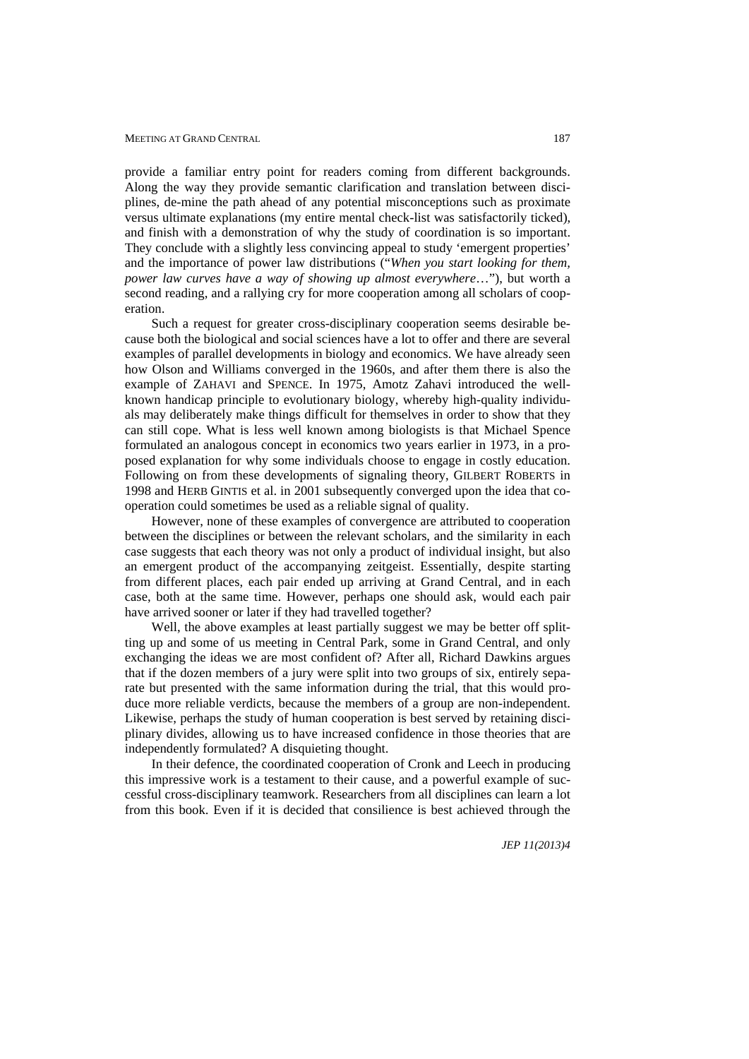provide a familiar entry point for readers coming from different backgrounds. Along the way they provide semantic clarification and translation between disciplines, de-mine the path ahead of any potential misconceptions such as proximate versus ultimate explanations (my entire mental check-list was satisfactorily ticked), and finish with a demonstration of why the study of coordination is so important. They conclude with a slightly less convincing appeal to study 'emergent properties' and the importance of power law distributions ("*When you start looking for them, power law curves have a way of showing up almost everywhere*…"), but worth a second reading, and a rallying cry for more cooperation among all scholars of cooperation.

Such a request for greater cross-disciplinary cooperation seems desirable because both the biological and social sciences have a lot to offer and there are several examples of parallel developments in biology and economics. We have already seen how Olson and Williams converged in the 1960s, and after them there is also the example of ZAHAVI and SPENCE. In 1975, Amotz Zahavi introduced the well-known handicap principle to evolutionary biology, whereby high-quality individuals may deliberately make things difficult for themselves in order to show that they can still cope. What is less well known among biologists is that Michael Spence formulated an analogous concept in economics two years earlier in 1973, in a proposed explanation for why some individuals choose to engage in costly education. Following on from these developments of signaling theory, GILBERT ROBERTS in 1998 and HERB GINTIS et al. in 2001 subsequently converged upon the idea that cooperation could sometimes be used as a reliable signal of quality.

However, none of these examples of convergence are attributed to cooperation between the disciplines or between the relevant scholars, and the similarity in each case suggests that each theory was not only a product of individual insight, but also an emergent product of the accompanying zeitgeist. Essentially, despite starting from different places, each pair ended up arriving at Grand Central, and in each case, both at the same time. However, perhaps one should ask, would each pair have arrived sooner or later if they had travelled together?

Well, the above examples at least partially suggest we may be better off splitting up and some of us meeting in Central Park, some in Grand Central, and only exchanging the ideas we are most confident of? After all, Richard Dawkins argues that if the dozen members of a jury were split into two groups of six, entirely separate but presented with the same information during the trial, that this would produce more reliable verdicts, because the members of a group are non-independent. Likewise, perhaps the study of human cooperation is best served by retaining disciplinary divides, allowing us to have increased confidence in those theories that are independently formulated? A disquieting thought.

In their defence, the coordinated cooperation of Cronk and Leech in producing this impressive work is a testament to their cause, and a powerful example of successful cross-disciplinary teamwork. Researchers from all disciplines can learn a lot from this book. Even if it is decided that consilience is best achieved through the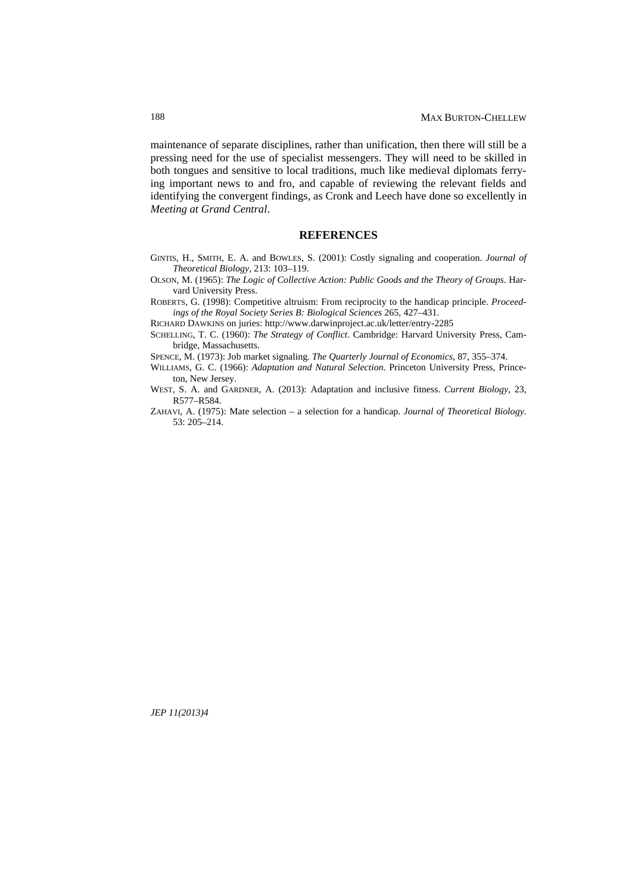maintenance of separate disciplines, rather than unification, then there will still be a pressing need for the use of specialist messengers. They will need to be skilled in both tongues and sensitive to local traditions, much like medieval diplomats ferrying important news to and fro, and capable of reviewing the relevant fields and identifying the convergent findings, as Cronk and Leech have done so excellently in *Meeting at Grand Central*.

## REFERENCES

GINTIS, H., SMITH, E. A. and BOWLES, S. (2001): Costly signaling and cooperation. *Journal of Theoretical Biology*, 213: 103–119.

OLSON, M. (1965): *The Logic of Collective Action: Public Goods and the Theory of Groups*. Harvard University Press.

ROBERTS, G. (1998): Competitive altruism: From reciprocity to the handicap principle. *Proceedings of the Royal Society Series B: Biological Sciences* 265, 427–431.

RICHARD DAWKINS on juries: http://www.darwinproject.ac.uk/letter/entry-2285

SCHELLING, T. C. (1960): *The Strategy of Conflict*. Cambridge: Harvard University Press, Cambridge, Massachusetts.

SPENCE, M. (1973): Job market signaling. *The Quarterly Journal of Economics*, 87, 355–374.

WILLIAMS, G. C. (1966): *Adaptation and Natural Selection*. Princeton University Press, Princeton, New Jersey.

WEST, S. A. and GARDNER, A. (2013): Adaptation and inclusive fitness. *Current Biology*, 23, R577–R584.

ZAHAVI, A. (1975): Mate selection – a selection for a handicap. *Journal of Theoretical Biology*. 53: 205–214.